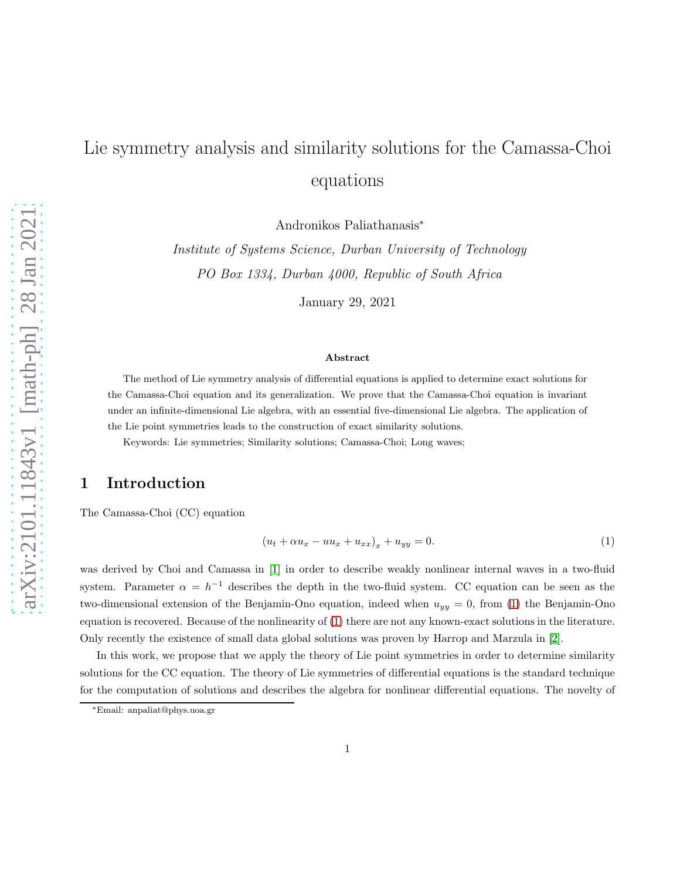# Lie symmetry analysis and similarity solutions for the Camassa-Choi equations

Andronikos Paliathanasis*

*Institute of Systems Science, Durban University of Technology*

*PO Box 1334, Durban 4000, Republic of South Africa*

January 29, 2021

**Abstract**

The method of Lie symmetry analysis of differential equations is applied to determine exact solutions for the Camassa-Choi equation and its generalization. We prove that the Camassa-Choi equation is invariant under an infinite-dimensional Lie algebra, with an essential five-dimensional Lie algebra. The application of the Lie point symmetries leads to the construction of exact similarity solutions.

Keywords: Lie symmetries; Similarity solutions; Camassa-Choi; Long waves;

## 1 Introduction

The Camassa-Choi (CC) equation

$$\left(u_t + \alpha u_x - u u_x + u_{xx}\right)_x + u_{yy} = 0. \tag{1}$$

was derived by Choi and Camassa in [1] in order to describe weakly nonlinear internal waves in a two-fluid system. Parameter $\alpha = h^{-1}$ describes the depth in the two-fluid system. CC equation can be seen as the two-dimensional extension of the Benjamin-Ono equation, indeed when $u_{yy} = 0$, from (1) the Benjamin-Ono equation is recovered. Because of the nonlinearity of (1) there are not any known-exact solutions in the literature. Only recently the existence of small data global solutions was proven by Harrop and Marzula in [2].

In this work, we propose that we apply the theory of Lie point symmetries in order to determine similarity solutions for the CC equation. The theory of Lie symmetries of differential equations is the standard technique for the computation of solutions and describes the algebra for nonlinear differential equations. The novelty of

*Email: anpaliat@phys.uoa.gr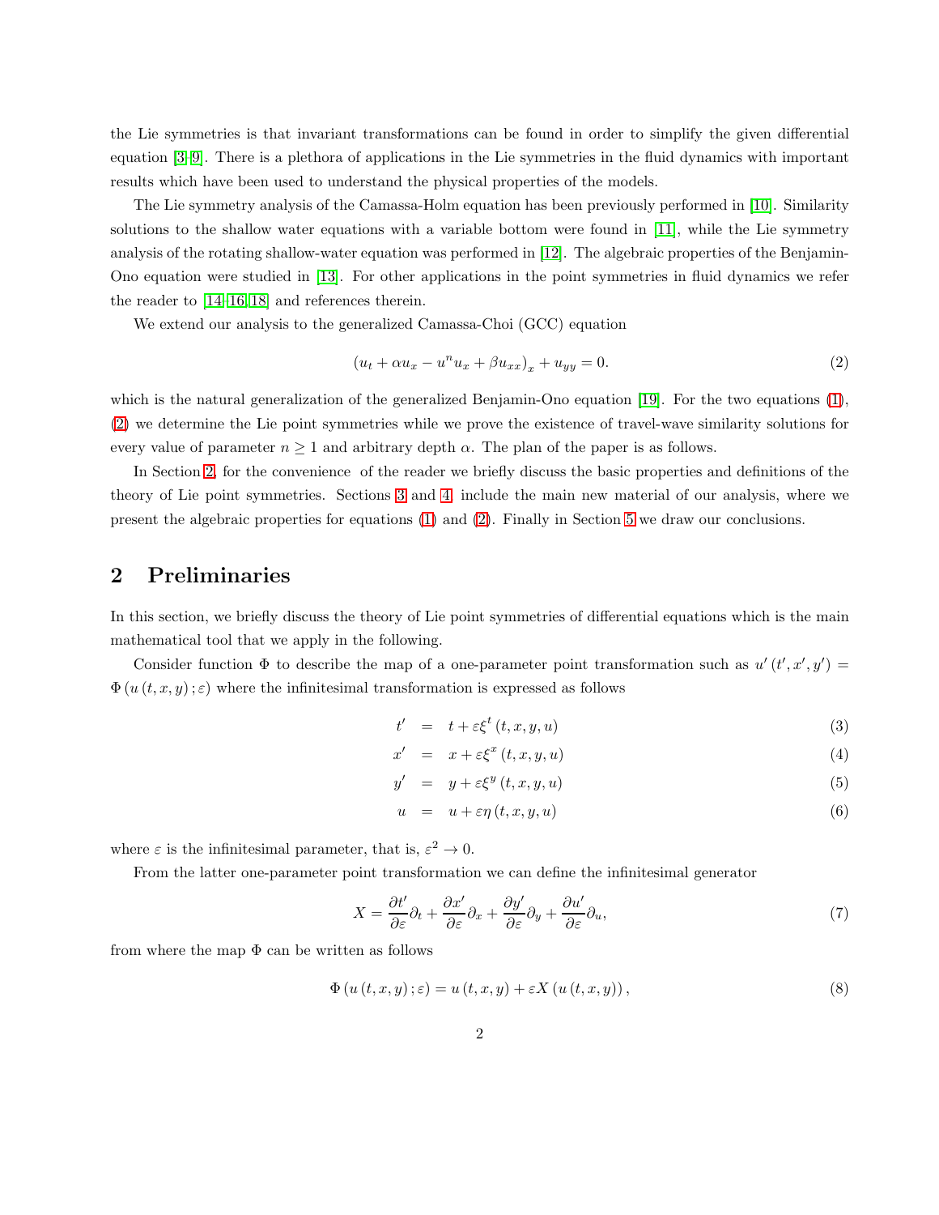the Lie symmetries is that invariant transformations can be found in order to simplify the given differential equation [3–9]. There is a plethora of applications in the Lie symmetries in the fluid dynamics with important results which have been used to understand the physical properties of the models.

The Lie symmetry analysis of the Camassa-Holm equation has been previously performed in [10]. Similarity solutions to the shallow water equations with a variable bottom were found in [11], while the Lie symmetry analysis of the rotating shallow-water equation was performed in [12]. The algebraic properties of the Benjamin-Ono equation were studied in [13]. For other applications in the point symmetries in fluid dynamics we refer the reader to [14–16, 18] and references therein.

We extend our analysis to the generalized Camassa-Choi (GCC) equation

$$\left(u_t + \alpha u_x - u^n u_x + \beta u_{xx}\right)_x + u_{yy} = 0. \tag{2}$$

which is the natural generalization of the generalized Benjamin-Ono equation [19]. For the two equations (1), (2) we determine the Lie point symmetries while we prove the existence of travel-wave similarity solutions for every value of parameter $n \geq 1$ and arbitrary depth $\alpha$. The plan of the paper is as follows.

In Section 2, for the convenience of the reader we briefly discuss the basic properties and definitions of the theory of Lie point symmetries. Sections 3 and 4 include the main new material of our analysis, where we present the algebraic properties for equations (1) and (2). Finally in Section 5 we draw our conclusions.

## 2 Preliminaries

In this section, we briefly discuss the theory of Lie point symmetries of differential equations which is the main mathematical tool that we apply in the following.

Consider function $\Phi$ to describe the map of a one-parameter point transformation such as $u'(t', x', y') = \Phi(u(t, x, y); \varepsilon)$ where the infinitesimal transformation is expressed as follows

$$t' = t + \varepsilon \xi^t (t, x, y, u) \tag{3}$$

$$x' = x + \varepsilon \xi^x (t, x, y, u) \tag{4}$$

$$y' = y + \varepsilon \xi^y (t, x, y, u) \tag{5}$$

$$u = u + \varepsilon \eta (t, x, y, u) \tag{6}$$

where $\varepsilon$ is the infinitesimal parameter, that is, $\varepsilon^2 \to 0$.

From the latter one-parameter point transformation we can define the infinitesimal generator

$$X = \frac{\partial t'}{\partial \varepsilon}\partial_t + \frac{\partial x'}{\partial \varepsilon}\partial_x + \frac{\partial y'}{\partial \varepsilon}\partial_y + \frac{\partial u'}{\partial \varepsilon}\partial_u, \tag{7}$$

from where the map $\Phi$ can be written as follows

$$\Phi(u(t, x, y); \varepsilon) = u(t, x, y) + \varepsilon X(u(t, x, y)), \tag{8}$$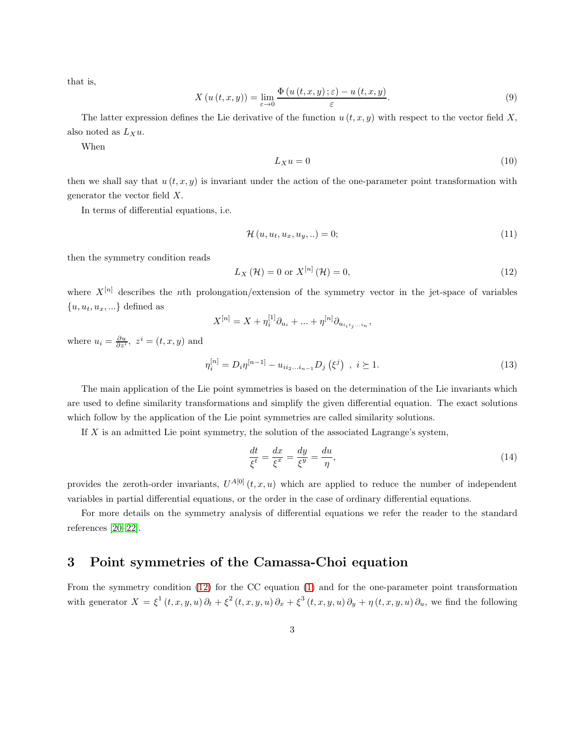that is,

$$X\left(u\left(t,x,y\right)\right)=\lim_{\varepsilon\rightarrow0}\frac{\Phi\left(u\left(t,x,y\right);\varepsilon\right)-u\left(t,x,y\right)}{\varepsilon}. \tag{9}$$

The latter expression defines the Lie derivative of the function $u\left(t,x,y\right)$ with respect to the vector field $X$, also noted as $L_{X}u$.

When

$$L_{X}u=0 \tag{10}$$

then we shall say that $u\left(t,x,y\right)$ is invariant under the action of the one-parameter point transformation with generator the vector field $X$.

In terms of differential equations, i.e.

$$\mathcal{H}\left(u,u_{t},u_{x},u_{y},..\right)=0; \tag{11}$$

then the symmetry condition reads

$$L_{X}\left(\mathcal{H}\right)=0\text{ or }X^{[n]}\left(\mathcal{H}\right)=0, \tag{12}$$

where $X^{[n]}$ describes the $n$th prolongation/extension of the symmetry vector in the jet-space of variables $\{u,u_{t},u_{x},...\}$ defined as

$$X^{[n]}=X+\eta_{i}^{[1]}\partial_{u_{i}}+...+\eta^{[n]}\partial_{u_{i_{i}i_{j}...i_{n}}},$$

where $u_{i}=\frac{\partial u}{\partial z^{i}},\ z^{i}=\left(t,x,y\right)$ and

$$\eta_{i}^{[n]}=D_{i}\eta^{[n-1]}-u_{ii_{2}...i_{n-1}}D_{j}\left(\xi^{j}\right)\ ,\ i\succeq1. \tag{13}$$

The main application of the Lie point symmetries is based on the determination of the Lie invariants which are used to define similarity transformations and simplify the given differential equation. The exact solutions which follow by the application of the Lie point symmetries are called similarity solutions.

If $X$ is an admitted Lie point symmetry, the solution of the associated Lagrange's system,

$$\frac{dt}{\xi^{t}}=\frac{dx}{\xi^{x}}=\frac{dy}{\xi^{y}}=\frac{du}{\eta}, \tag{14}$$

provides the zeroth-order invariants, $U^{A[0]}\left(t,x,u\right)$ which are applied to reduce the number of independent variables in partial differential equations, or the order in the case of ordinary differential equations.

For more details on the symmetry analysis of differential equations we refer the reader to the standard references [20–22].

# 3 Point symmetries of the Camassa-Choi equation

From the symmetry condition (12) for the CC equation (1) and for the one-parameter point transformation with generator $X=\xi^{1}\left(t,x,y,u\right)\partial_{t}+\xi^{2}\left(t,x,y,u\right)\partial_{x}+\xi^{3}\left(t,x,y,u\right)\partial_{y}+\eta\left(t,x,y,u\right)\partial_{u}$, we find the following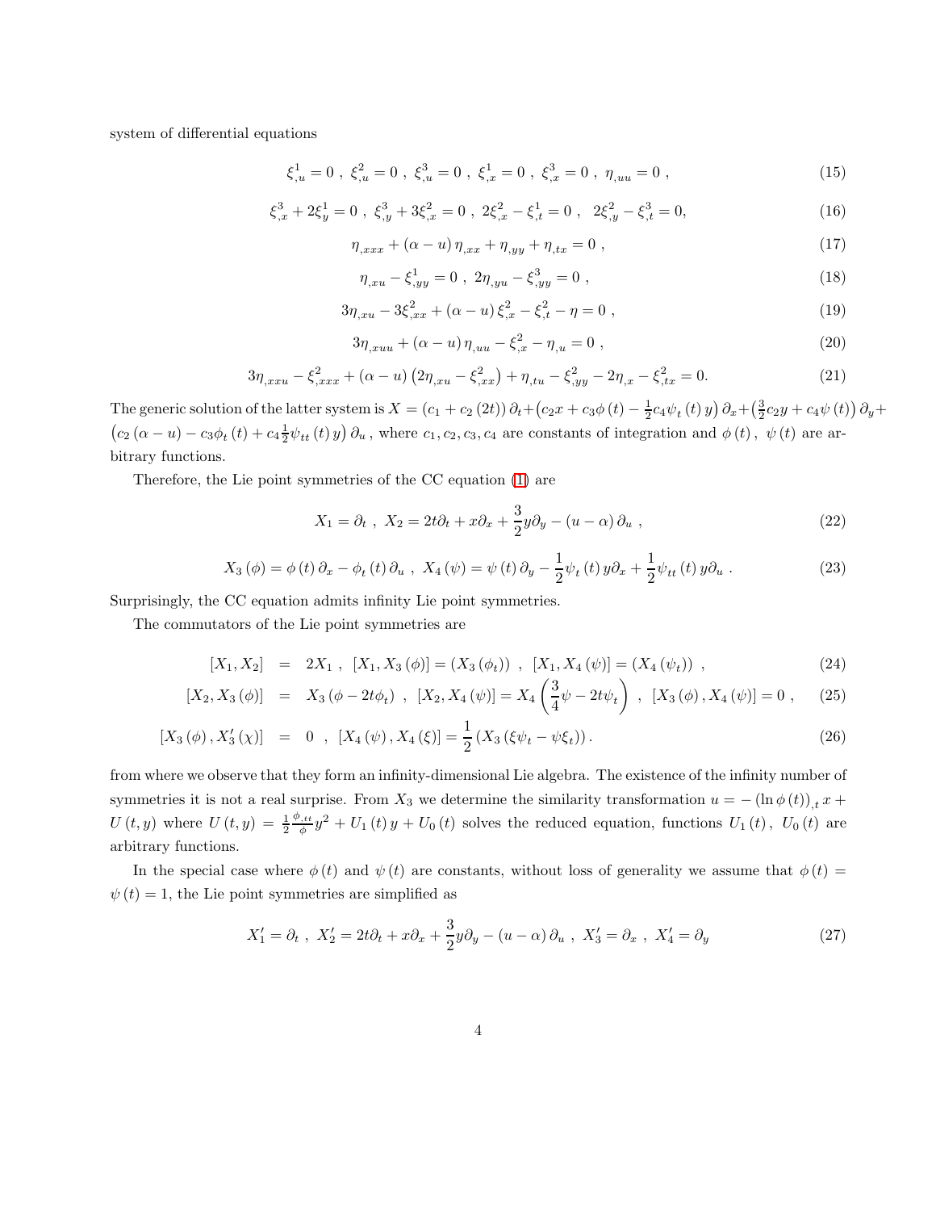system of differential equations

$$\xi^1_{,u} = 0 \ , \ \xi^2_{,u} = 0 \ , \ \xi^3_{,u} = 0 \ , \ \xi^1_{,x} = 0 \ , \ \xi^3_{,x} = 0 \ , \ \eta_{,uu} = 0 \ , \tag{15}$$

$$\xi^3_{,x} + 2\xi^1_y = 0 \ , \ \xi^3_{,y} + 3\xi^2_{,x} = 0 \ , \ 2\xi^2_{,x} - \xi^1_{,t} = 0 \ , \ \ 2\xi^2_{,y} - \xi^3_{,t} = 0, \tag{16}$$

$$\eta_{,xxx} + (\alpha - u)\,\eta_{,xx} + \eta_{,yy} + \eta_{,tx} = 0 \ , \tag{17}$$

$$\eta_{,xu} - \xi^1_{,yy} = 0 \ , \ 2\eta_{,yu} - \xi^3_{,yy} = 0 \ , \tag{18}$$

$$3\eta_{,xu} - 3\xi^2_{,xx} + (\alpha - u)\,\xi^2_{,x} - \xi^2_{,t} - \eta = 0 \ , \tag{19}$$

$$3\eta_{,xuu} + (\alpha - u)\,\eta_{,uu} - \xi^2_{,x} - \eta_{,u} = 0 \ , \tag{20}$$

$$3\eta_{,xxu} - \xi^2_{,xxx} + (\alpha - u)\left(2\eta_{,xu} - \xi^2_{,xx}\right) + \eta_{,tu} - \xi^2_{,yy} - 2\eta_{,x} - \xi^2_{,tx} = 0. \tag{21}$$

The generic solution of the latter system is $X = (c_1 + c_2\,(2t))\,\partial_t + \left(c_2 x + c_3\phi\,(t) - \frac{1}{2}c_4\psi_t\,(t)\,y\right)\partial_x + \left(\frac{3}{2}c_2 y + c_4\psi\,(t)\right)\partial_y + \left(c_2\,(\alpha - u) - c_3\phi_t\,(t) + c_4\frac{1}{2}\psi_{tt}\,(t)\,y\right)\partial_u$ , where $c_1, c_2, c_3, c_4$ are constants of integration and $\phi\,(t)\,,\ \psi\,(t)$ are arbitrary functions.

Therefore, the Lie point symmetries of the CC equation (1) are

$$X_1 = \partial_t \ , \ X_2 = 2t\partial_t + x\partial_x + \frac{3}{2}y\partial_y - (u - \alpha)\,\partial_u \ , \tag{22}$$

$$X_3\,(\phi) = \phi\,(t)\,\partial_x - \phi_t\,(t)\,\partial_u \ , \ X_4\,(\psi) = \psi\,(t)\,\partial_y - \frac{1}{2}\psi_t\,(t)\,y\partial_x + \frac{1}{2}\psi_{tt}\,(t)\,y\partial_u \ . \tag{23}$$

Surprisingly, the CC equation admits infinity Lie point symmetries.

The commutators of the Lie point symmetries are

$$[X_1, X_2] \ = \ 2X_1 \ , \ [X_1, X_3\,(\phi)] = (X_3\,(\phi_t)) \ \ , \ \ [X_1, X_4\,(\psi)] = (X_4\,(\psi_t)) \ \ , \tag{24}$$

$$[X_2, X_3\,(\phi)] \ = \ X_3\,(\phi - 2t\phi_t) \ \ , \ \ [X_2, X_4\,(\psi)] = X_4\left(\frac{3}{4}\psi - 2t\psi_t\right) \ \ , \ \ [X_3\,(\phi), X_4\,(\psi)] = 0 \ , \tag{25}$$

$$[X_3\,(\phi), X'_3\,(\chi)] \ = \ 0 \ \ , \ \ [X_4\,(\psi), X_4\,(\xi)] = \frac{1}{2}\left(X_3\,(\xi\psi_t - \psi\xi_t)\right). \tag{26}$$

from where we observe that they form an infinity-dimensional Lie algebra. The existence of the infinity number of symmetries it is not a real surprise. From $X_3$ we determine the similarity transformation $u = -\left(\ln\phi\,(t)\right)_{,t} x + U\,(t, y)$ where $U\,(t, y) = \frac{1}{2}\frac{\phi_{,tt}}{\phi}y^2 + U_1\,(t)\,y + U_0\,(t)$ solves the reduced equation, functions $U_1\,(t)\,,\ U_0\,(t)$ are arbitrary functions.

In the special case where $\phi\,(t)$ and $\psi\,(t)$ are constants, without loss of generality we assume that $\phi\,(t) = \psi\,(t) = 1$, the Lie point symmetries are simplified as

$$X'_1 = \partial_t \ , \ X'_2 = 2t\partial_t + x\partial_x + \frac{3}{2}y\partial_y - (u - \alpha)\,\partial_u \ , \ X'_3 = \partial_x \ , \ X'_4 = \partial_y \tag{27}$$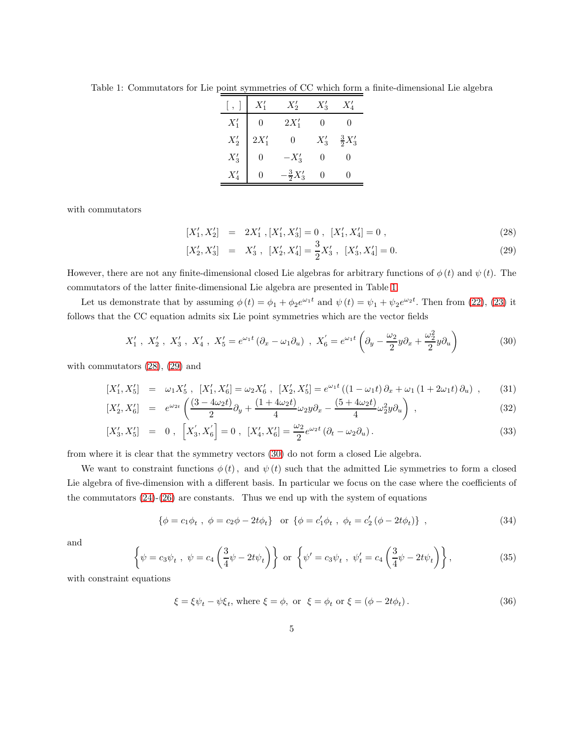Table 1: Commutators for Lie point symmetries of CC which form a finite-dimensional Lie algebra

| $[\,,\,]$ | $X_1'$ | $X_2'$ | $X_3'$ | $X_4'$ |
|---|---|---|---|---|
| $X_1'$ | $0$ | $2X_1'$ | $0$ | $0$ |
| $X_2'$ | $2X_1'$ | $0$ | $X_3'$ | $\frac{3}{2}X_3'$ |
| $X_3'$ | $0$ | $-X_3'$ | $0$ | $0$ |
| $X_4'$ | $0$ | $-\frac{3}{2}X_3'$ | $0$ | $0$ |

with commutators

$$[X_1', X_2'] = 2X_1' \;, [X_1', X_3'] = 0 \;,\; [X_1', X_4'] = 0 \;, \tag{28}$$

$$[X_2', X_3'] = X_3' \;,\; [X_2', X_4'] = \frac{3}{2}X_3' \;,\; [X_3', X_4'] = 0. \tag{29}$$

However, there are not any finite-dimensional closed Lie algebras for arbitrary functions of $\phi(t)$ and $\psi(t)$. The commutators of the latter finite-dimensional Lie algebra are presented in Table 1.

Let us demonstrate that by assuming $\phi(t) = \phi_1 + \phi_2 e^{\omega_1 t}$ and $\psi(t) = \psi_1 + \psi_2 e^{\omega_2 t}$. Then from (22), (23) it follows that the CC equation admits six Lie point symmetries which are the vector fields

$$X_1' \;,\; X_2' \;,\; X_3' \;,\; X_4' \;,\; X_5' = e^{\omega_1 t}\left(\partial_x - \omega_1 \partial_u\right) \;,\; X_6' = e^{\omega_1 t}\left(\partial_y - \frac{\omega_2}{2} y \partial_x + \frac{\omega_2^2}{2} y \partial_u\right) \tag{30}$$

with commutators (28), (29) and

$$[X_1', X_5'] = \omega_1 X_5' \;,\; [X_1', X_6'] = \omega_2 X_6' \;,\; [X_2', X_5'] = e^{\omega_1 t}\left((1-\omega_1 t)\,\partial_x + \omega_1\left(1 + 2\omega_1 t\right)\partial_u\right) \;, \tag{31}$$

$$[X_2', X_6'] = e^{\omega_2 t}\left(\frac{(3-4\omega_2 t)}{2}\partial_y + \frac{(1+4\omega_2 t)}{4}\omega_2 y \partial_x - \frac{(5+4\omega_2 t)}{4}\omega_2^2 y \partial_u\right) \;, \tag{32}$$

$$[X_3', X_5'] = 0 \;,\; \left[X_3', X_6'\right] = 0 \;,\; [X_4', X_6'] = \frac{\omega_2}{2} e^{\omega_2 t}\left(\partial_t - \omega_2 \partial_u\right). \tag{33}$$

from where it is clear that the symmetry vectors (30) do not form a closed Lie algebra.

We want to constraint functions $\phi(t)$, and $\psi(t)$ such that the admitted Lie symmetries to form a closed Lie algebra of five-dimension with a different basis. In particular we focus on the case where the coefficients of the commutators (24)-(26) are constants. Thus we end up with the system of equations

$$\{\phi = c_1 \phi_t \;,\; \phi = c_2 \phi - 2t\phi_t\} \;\text{ or }\; \{\phi = c_1' \phi_t \;,\; \phi_t = c_2'\left(\phi - 2t\phi_t\right)\} \;, \tag{34}$$

and

$$\left\{\psi = c_3 \psi_t \;,\; \psi = c_4\left(\frac{3}{4}\psi - 2t\psi_t\right)\right\} \;\text{ or }\; \left\{\psi' = c_3 \psi_t \;,\; \psi_t' = c_4\left(\frac{3}{4}\psi - 2t\psi_t\right)\right\}, \tag{35}$$

with constraint equations

$$\xi = \xi\psi_t - \psi\xi_t, \text{ where } \xi = \phi, \text{ or } \; \xi = \phi_t \text{ or } \xi = \left(\phi - 2t\phi_t\right). \tag{36}$$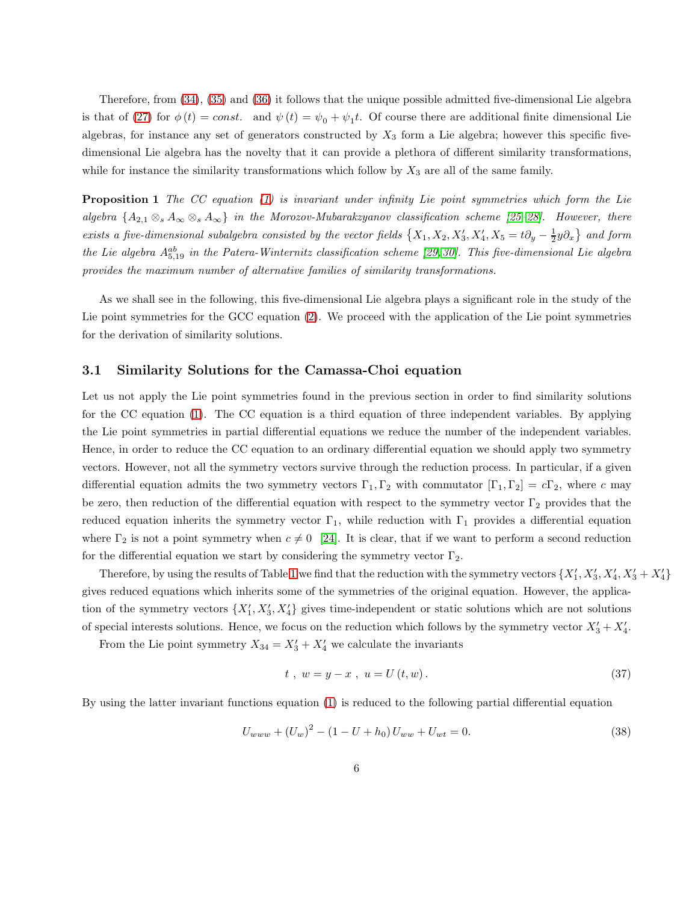Therefore, from (34), (35) and (36) it follows that the unique possible admitted five-dimensional Lie algebra is that of (27) for $\phi(t) = const.$ and $\psi(t) = \psi_0 + \psi_1 t$. Of course there are additional finite dimensional Lie algebras, for instance any set of generators constructed by $X_3$ form a Lie algebra; however this specific five-dimensional Lie algebra has the novelty that it can provide a plethora of different similarity transformations, while for instance the similarity transformations which follow by $X_3$ are all of the same family.

**Proposition 1** *The CC equation (1) is invariant under infinity Lie point symmetries which form the Lie algebra $\{A_{2,1} \otimes_s A_\infty \otimes_s A_\infty\}$ in the Morozov-Mubarakzyanov classification scheme [25–28]. However, there exists a five-dimensional subalgebra consisted by the vector fields $\{X_1, X_2, X_3', X_4', X_5 = t\partial_y - \frac{1}{2} y \partial_x\}$ and form the Lie algebra $A_{5,19}^{ab}$ in the Patera-Winternitz classification scheme [29,30]. This five-dimensional Lie algebra provides the maximum number of alternative families of similarity transformations.*

As we shall see in the following, this five-dimensional Lie algebra plays a significant role in the study of the Lie point symmetries for the GCC equation (2). We proceed with the application of the Lie point symmetries for the derivation of similarity solutions.

### 3.1 Similarity Solutions for the Camassa-Choi equation

Let us not apply the Lie point symmetries found in the previous section in order to find similarity solutions for the CC equation (1). The CC equation is a third equation of three independent variables. By applying the Lie point symmetries in partial differential equations we reduce the number of the independent variables. Hence, in order to reduce the CC equation to an ordinary differential equation we should apply two symmetry vectors. However, not all the symmetry vectors survive through the reduction process. In particular, if a given differential equation admits the two symmetry vectors $\Gamma_1, \Gamma_2$ with commutator $[\Gamma_1, \Gamma_2] = c\Gamma_2$, where $c$ may be zero, then reduction of the differential equation with respect to the symmetry vector $\Gamma_2$ provides that the reduced equation inherits the symmetry vector $\Gamma_1$, while reduction with $\Gamma_1$ provides a differential equation where $\Gamma_2$ is not a point symmetry when $c \neq 0$ [24]. It is clear, that if we want to perform a second reduction for the differential equation we start by considering the symmetry vector $\Gamma_2$.

Therefore, by using the results of Table 1 we find that the reduction with the symmetry vectors $\{X_1', X_3', X_4', X_3' + X_4'\}$ gives reduced equations which inherits some of the symmetries of the original equation. However, the application of the symmetry vectors $\{X_1', X_3', X_4'\}$ gives time-independent or static solutions which are not solutions of special interests solutions. Hence, we focus on the reduction which follows by the symmetry vector $X_3' + X_4'$.

From the Lie point symmetry $X_{34} = X_3' + X_4'$ we calculate the invariants

$$t \ , \ w = y - x \ , \ u = U(t, w) . \tag{37}$$

By using the latter invariant functions equation (1) is reduced to the following partial differential equation

$$U_{www} + (U_w)^2 - (1 - U + h_0) U_{ww} + U_{wt} = 0. \tag{38}$$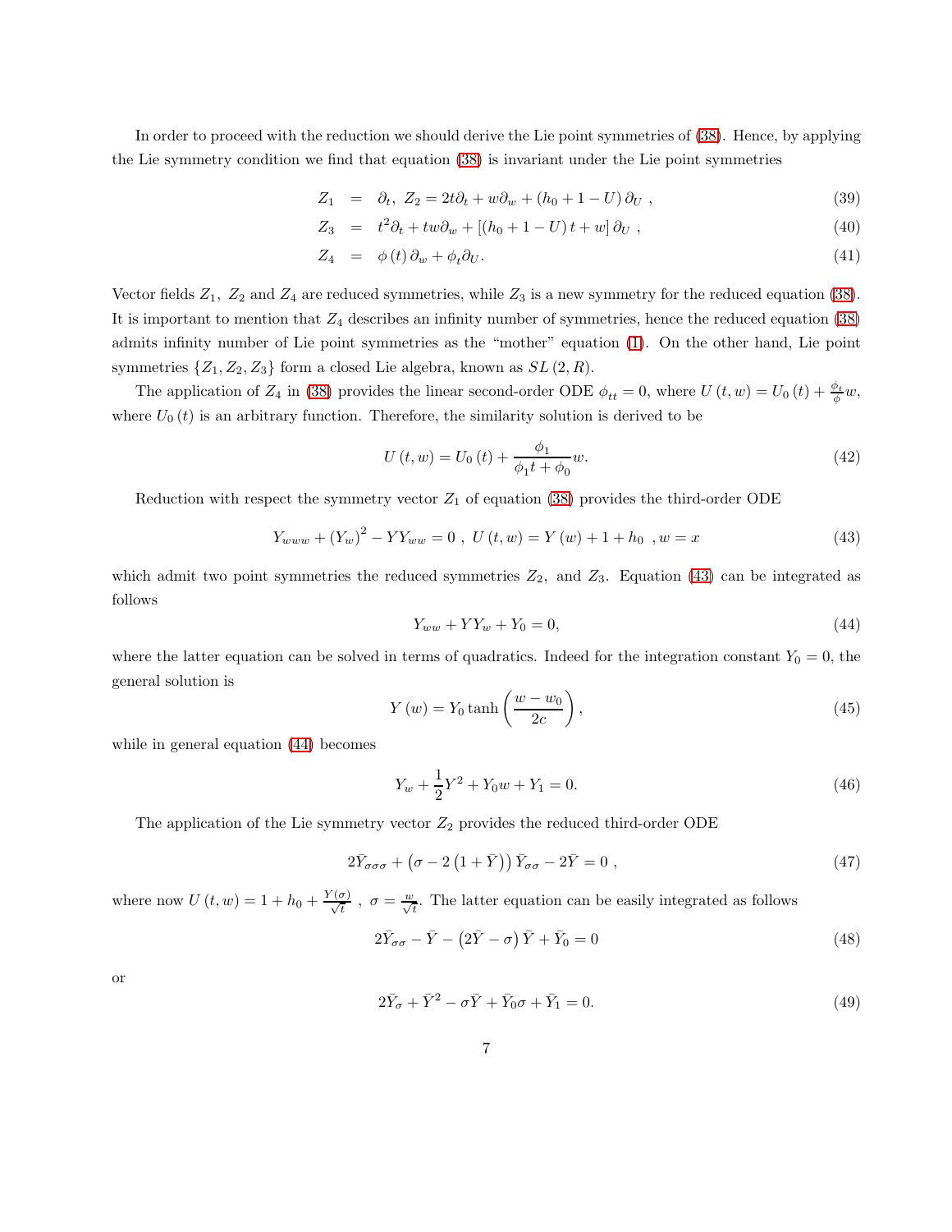In order to proceed with the reduction we should derive the Lie point symmetries of (38). Hence, by applying the Lie symmetry condition we find that equation (38) is invariant under the Lie point symmetries

$$Z_1 = \partial_t,\ Z_2 = 2t\partial_t + w\partial_w + (h_0 + 1 - U)\,\partial_U \ , \tag{39}$$

$$Z_3 = t^2\partial_t + tw\partial_w + [(h_0 + 1 - U)\,t + w]\,\partial_U \ , \tag{40}$$

$$Z_4 = \phi(t)\,\partial_w + \phi_t\partial_U. \tag{41}$$

Vector fields $Z_1,\ Z_2$ and $Z_4$ are reduced symmetries, while $Z_3$ is a new symmetry for the reduced equation (38). It is important to mention that $Z_4$ describes an infinity number of symmetries, hence the reduced equation (38) admits infinity number of Lie point symmetries as the "mother" equation (1). On the other hand, Lie point symmetries $\{Z_1, Z_2, Z_3\}$ form a closed Lie algebra, known as $SL(2,R)$.

The application of $Z_4$ in (38) provides the linear second-order ODE $\phi_{tt} = 0$, where $U(t,w) = U_0(t) + \frac{\phi_t}{\phi}w$, where $U_0(t)$ is an arbitrary function. Therefore, the similarity solution is derived to be

$$U(t,w) = U_0(t) + \frac{\phi_1}{\phi_1 t + \phi_0}w. \tag{42}$$

Reduction with respect the symmetry vector $Z_1$ of equation (38) provides the third-order ODE

$$Y_{www} + (Y_w)^2 - YY_{ww} = 0\ ,\ U(t,w) = Y(w) + 1 + h_0\ \ , w = x \tag{43}$$

which admit two point symmetries the reduced symmetries $Z_2$, and $Z_3$. Equation (43) can be integrated as follows

$$Y_{ww} + YY_w + Y_0 = 0, \tag{44}$$

where the latter equation can be solved in terms of quadratics. Indeed for the integration constant $Y_0 = 0$, the general solution is

$$Y(w) = Y_0 \tanh\left(\frac{w - w_0}{2c}\right), \tag{45}$$

while in general equation (44) becomes

$$Y_w + \frac{1}{2}Y^2 + Y_0 w + Y_1 = 0. \tag{46}$$

The application of the Lie symmetry vector $Z_2$ provides the reduced third-order ODE

$$2\bar{Y}_{\sigma\sigma\sigma} + \left(\sigma - 2\left(1 + \bar{Y}\right)\right)\bar{Y}_{\sigma\sigma} - 2\bar{Y} = 0\ , \tag{47}$$

where now $U(t,w) = 1 + h_0 + \frac{Y(\sigma)}{\sqrt{t}}\ ,\ \sigma = \frac{w}{\sqrt{t}}$. The latter equation can be easily integrated as follows

$$2\bar{Y}_{\sigma\sigma} - \bar{Y} - \left(2\bar{Y} - \sigma\right)\bar{Y} + \bar{Y}_0 = 0 \tag{48}$$

or

$$2\bar{Y}_\sigma + \bar{Y}^2 - \sigma\bar{Y} + \bar{Y}_0\sigma + \bar{Y}_1 = 0. \tag{49}$$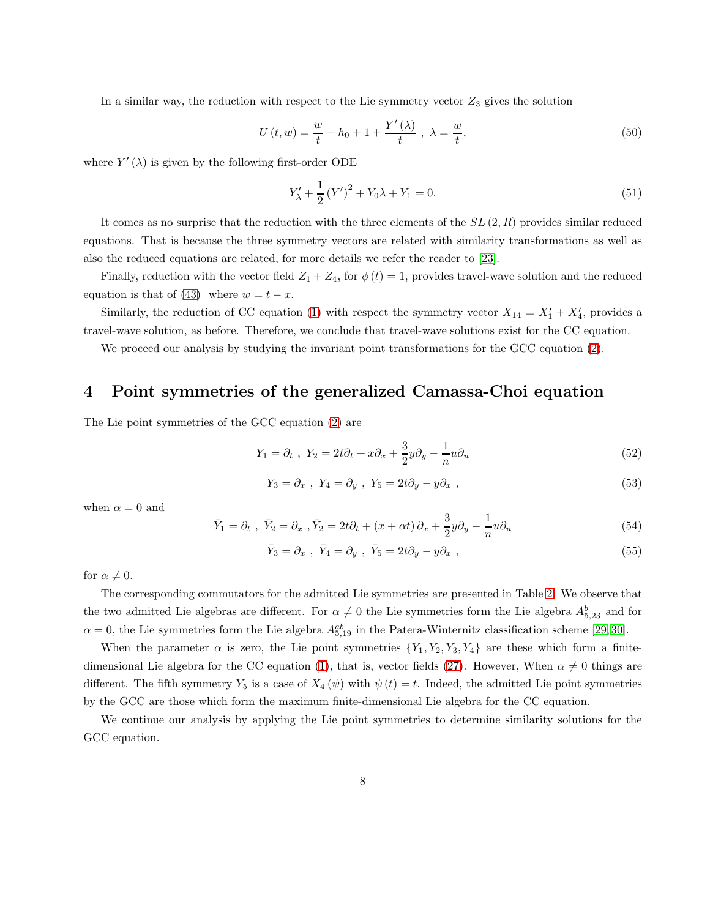In a similar way, the reduction with respect to the Lie symmetry vector $Z_3$ gives the solution

$$U(t,w) = \frac{w}{t} + h_0 + 1 + \frac{Y'(\lambda)}{t} \ , \ \lambda = \frac{w}{t}, \tag{50}$$

where $Y'(\lambda)$ is given by the following first-order ODE

$$Y'_\lambda + \frac{1}{2}(Y')^2 + Y_0\lambda + Y_1 = 0. \tag{51}$$

It comes as no surprise that the reduction with the three elements of the $SL(2,R)$ provides similar reduced equations. That is because the three symmetry vectors are related with similarity transformations as well as also the reduced equations are related, for more details we refer the reader to [23].

Finally, reduction with the vector field $Z_1 + Z_4$, for $\phi(t) = 1$, provides travel-wave solution and the reduced equation is that of (43) where $w = t - x$.

Similarly, the reduction of CC equation (1) with respect the symmetry vector $X_{14} = X'_1 + X'_4$, provides a travel-wave solution, as before. Therefore, we conclude that travel-wave solutions exist for the CC equation.

We proceed our analysis by studying the invariant point transformations for the GCC equation (2).

# 4 Point symmetries of the generalized Camassa-Choi equation

The Lie point symmetries of the GCC equation (2) are

$$Y_1 = \partial_t \ , \ Y_2 = 2t\partial_t + x\partial_x + \frac{3}{2}y\partial_y - \frac{1}{n}u\partial_u \tag{52}$$

$$Y_3 = \partial_x \ , \ Y_4 = \partial_y \ , \ Y_5 = 2t\partial_y - y\partial_x \ , \tag{53}$$

when $\alpha = 0$ and

$$\bar{Y}_1 = \partial_t \ , \ \bar{Y}_2 = \partial_x \ , \bar{Y}_2 = 2t\partial_t + (x + \alpha t)\partial_x + \frac{3}{2}y\partial_y - \frac{1}{n}u\partial_u \tag{54}$$

$$\bar{Y}_3 = \partial_x \ , \ \bar{Y}_4 = \partial_y \ , \ \bar{Y}_5 = 2t\partial_y - y\partial_x \ , \tag{55}$$

for $\alpha \neq 0$.

The corresponding commutators for the admitted Lie symmetries are presented in Table 2. We observe that the two admitted Lie algebras are different. For $\alpha \neq 0$ the Lie symmetries form the Lie algebra $A^b_{5,23}$ and for $\alpha = 0$, the Lie symmetries form the Lie algebra $A^{ab}_{5,19}$ in the Patera-Winternitz classification scheme [29, 30].

When the parameter $\alpha$ is zero, the Lie point symmetries $\{Y_1, Y_2, Y_3, Y_4\}$ are these which form a finite-dimensional Lie algebra for the CC equation (1), that is, vector fields (27). However, When $\alpha \neq 0$ things are different. The fifth symmetry $Y_5$ is a case of $X_4(\psi)$ with $\psi(t) = t$. Indeed, the admitted Lie point symmetries by the GCC are those which form the maximum finite-dimensional Lie algebra for the CC equation.

We continue our analysis by applying the Lie point symmetries to determine similarity solutions for the GCC equation.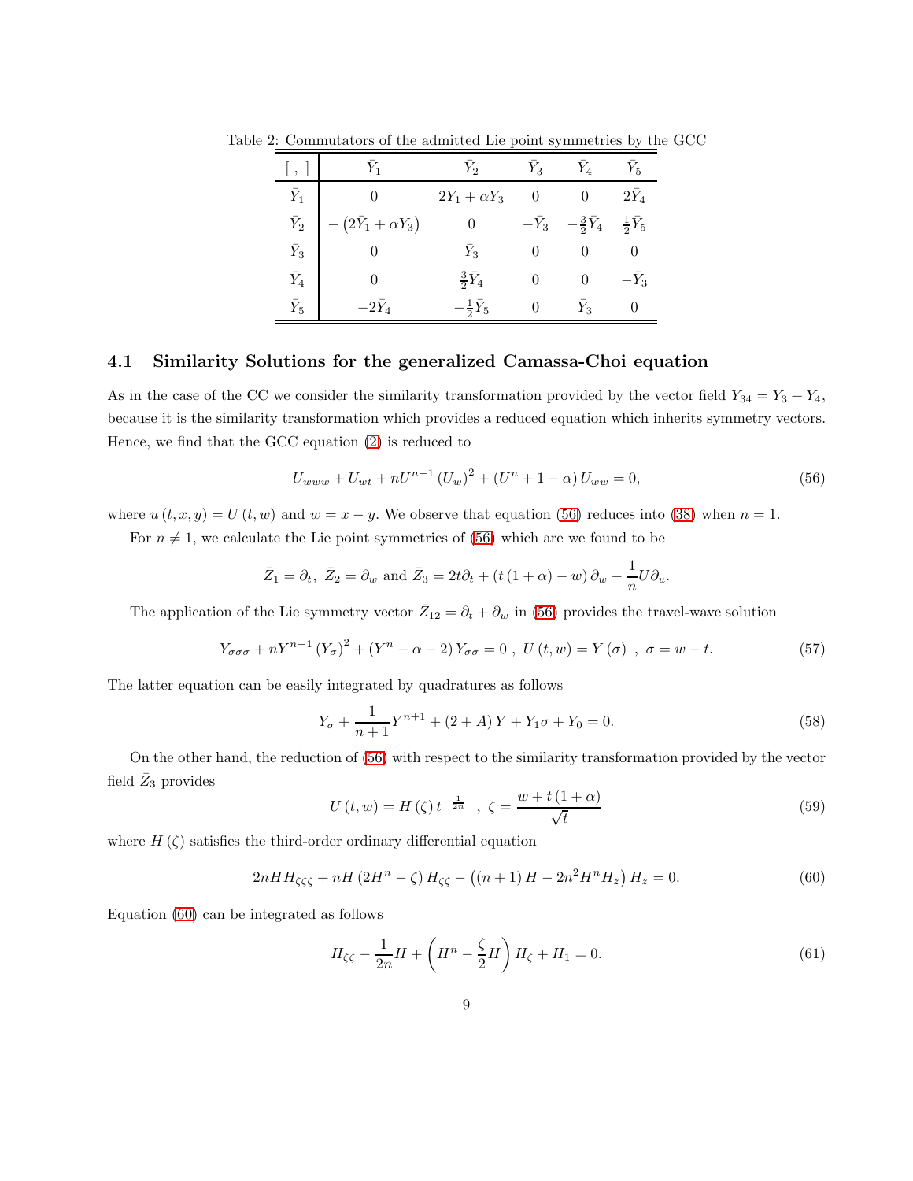Table 2: Commutators of the admitted Lie point symmetries by the GCC

| $[\ ,\ ]$ | $\bar{Y}_1$ | $\bar{Y}_2$ | $\bar{Y}_3$ | $\bar{Y}_4$ | $\bar{Y}_5$ |
|---|---|---|---|---|---|
| $\bar{Y}_1$ | $0$ | $2Y_1+\alpha Y_3$ | $0$ | $0$ | $2\bar{Y}_4$ |
| $\bar{Y}_2$ | $-\left(2\bar{Y}_1+\alpha Y_3\right)$ | $0$ | $-\bar{Y}_3$ | $-\frac{3}{2}\bar{Y}_4$ | $\frac{1}{2}\bar{Y}_5$ |
| $\bar{Y}_3$ | $0$ | $\bar{Y}_3$ | $0$ | $0$ | $0$ |
| $\bar{Y}_4$ | $0$ | $\frac{3}{2}\bar{Y}_4$ | $0$ | $0$ | $-\bar{Y}_3$ |
| $\bar{Y}_5$ | $-2\bar{Y}_4$ | $-\frac{1}{2}\bar{Y}_5$ | $0$ | $\bar{Y}_3$ | $0$ |

### 4.1 Similarity Solutions for the generalized Camassa-Choi equation

As in the case of the CC we consider the similarity transformation provided by the vector field $Y_{34}=Y_3+Y_4$, because it is the similarity transformation which provides a reduced equation which inherits symmetry vectors. Hence, we find that the GCC equation (2) is reduced to

$$U_{www}+U_{wt}+nU^{n-1}\left(U_w\right)^2+\left(U^n+1-\alpha\right)U_{ww}=0, \tag{56}$$

where $u(t,x,y)=U(t,w)$ and $w=x-y$. We observe that equation (56) reduces into (38) when $n=1$.

For $n\neq 1$, we calculate the Lie point symmetries of (56) which are we found to be

$$\bar{Z}_1=\partial_t,\ \bar{Z}_2=\partial_w \text{ and } \bar{Z}_3=2t\partial_t+\left(t\left(1+\alpha\right)-w\right)\partial_w-\frac{1}{n}U\partial_u.$$

The application of the Lie symmetry vector $\bar{Z}_{12}=\partial_t+\partial_w$ in (56) provides the travel-wave solution

$$Y_{\sigma\sigma\sigma}+nY^{n-1}\left(Y_\sigma\right)^2+\left(Y^n-\alpha-2\right)Y_{\sigma\sigma}=0\ ,\ U\left(t,w\right)=Y\left(\sigma\right)\ ,\ \sigma=w-t. \tag{57}$$

The latter equation can be easily integrated by quadratures as follows

$$Y_\sigma+\frac{1}{n+1}Y^{n+1}+\left(2+A\right)Y+Y_1\sigma+Y_0=0. \tag{58}$$

On the other hand, the reduction of (56) with respect to the similarity transformation provided by the vector field $\bar{Z}_3$ provides

$$U\left(t,w\right)=H\left(\zeta\right)t^{-\frac{1}{2n}}\ \ ,\ \zeta=\frac{w+t\left(1+\alpha\right)}{\sqrt{t}} \tag{59}$$

where $H(\zeta)$ satisfies the third-order ordinary differential equation

$$2nHH_{\zeta\zeta\zeta}+nH\left(2H^n-\zeta\right)H_{\zeta\zeta}-\left(\left(n+1\right)H-2n^2H^nH_z\right)H_z=0. \tag{60}$$

Equation (60) can be integrated as follows

$$H_{\zeta\zeta}-\frac{1}{2n}H+\left(H^n-\frac{\zeta}{2}H\right)H_\zeta+H_1=0. \tag{61}$$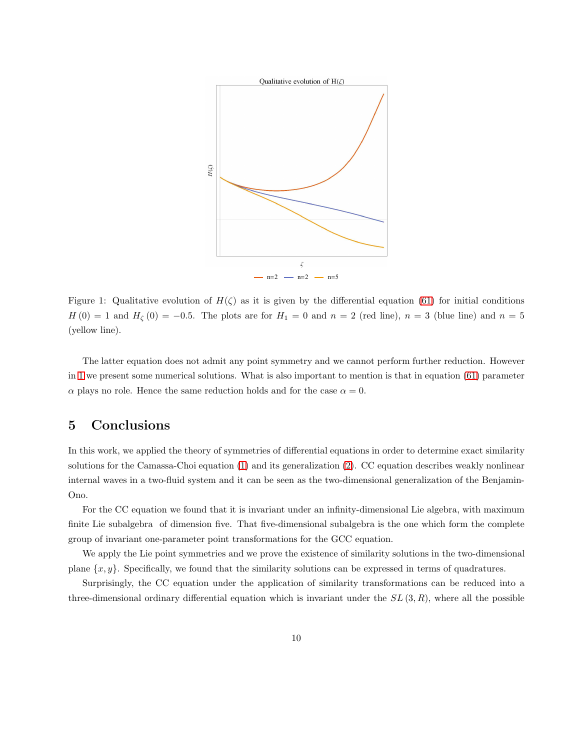Figure 1: Qualitative evolution of $H(\zeta)$ as it is given by the differential equation (61) for initial conditions $H(0) = 1$ and $H_{\zeta}(0) = -0.5$. The plots are for $H_1 = 0$ and $n = 2$ (red line), $n = 3$ (blue line) and $n = 5$ (yellow line).

The latter equation does not admit any point symmetry and we cannot perform further reduction. However in 1 we present some numerical solutions. What is also important to mention is that in equation (61) parameter $\alpha$ plays no role. Hence the same reduction holds and for the case $\alpha = 0$.

## 5 Conclusions

In this work, we applied the theory of symmetries of differential equations in order to determine exact similarity solutions for the Camassa-Choi equation (1) and its generalization (2). CC equation describes weakly nonlinear internal waves in a two-fluid system and it can be seen as the two-dimensional generalization of the Benjamin-Ono.

For the CC equation we found that it is invariant under an infinity-dimensional Lie algebra, with maximum finite Lie subalgebra of dimension five. That five-dimensional subalgebra is the one which form the complete group of invariant one-parameter point transformations for the GCC equation.

We apply the Lie point symmetries and we prove the existence of similarity solutions in the two-dimensional plane $\{x, y\}$. Specifically, we found that the similarity solutions can be expressed in terms of quadratures.

Surprisingly, the CC equation under the application of similarity transformations can be reduced into a three-dimensional ordinary differential equation which is invariant under the $SL(3, R)$, where all the possible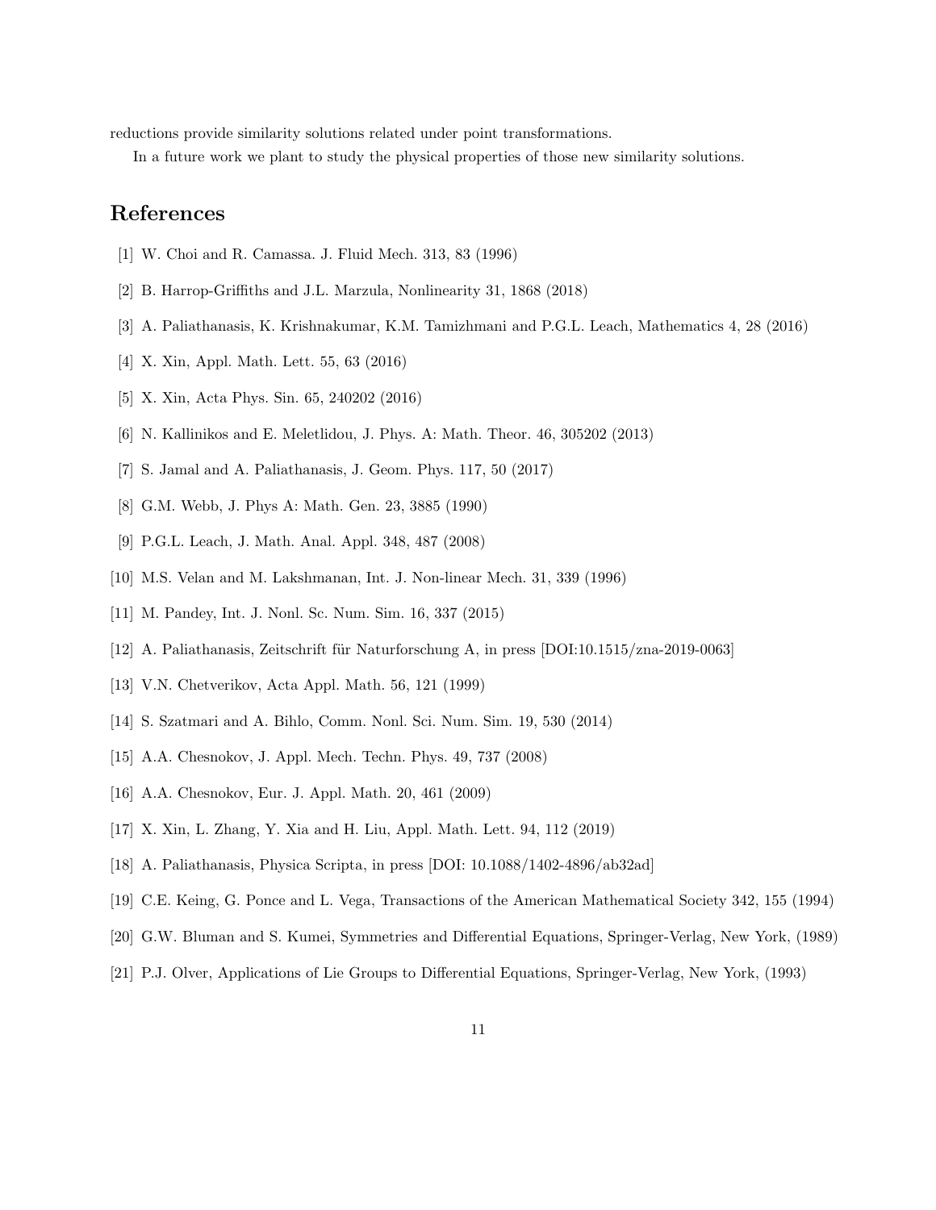reductions provide similarity solutions related under point transformations.

In a future work we plant to study the physical properties of those new similarity solutions.

# References

[1] W. Choi and R. Camassa. J. Fluid Mech. 313, 83 (1996)

[2] B. Harrop-Griffiths and J.L. Marzula, Nonlinearity 31, 1868 (2018)

[3] A. Paliathanasis, K. Krishnakumar, K.M. Tamizhmani and P.G.L. Leach, Mathematics 4, 28 (2016)

[4] X. Xin, Appl. Math. Lett. 55, 63 (2016)

[5] X. Xin, Acta Phys. Sin. 65, 240202 (2016)

[6] N. Kallinikos and E. Meletlidou, J. Phys. A: Math. Theor. 46, 305202 (2013)

[7] S. Jamal and A. Paliathanasis, J. Geom. Phys. 117, 50 (2017)

[8] G.M. Webb, J. Phys A: Math. Gen. 23, 3885 (1990)

[9] P.G.L. Leach, J. Math. Anal. Appl. 348, 487 (2008)

[10] M.S. Velan and M. Lakshmanan, Int. J. Non-linear Mech. 31, 339 (1996)

[11] M. Pandey, Int. J. Nonl. Sc. Num. Sim. 16, 337 (2015)

[12] A. Paliathanasis, Zeitschrift für Naturforschung A, in press [DOI:10.1515/zna-2019-0063]

[13] V.N. Chetverikov, Acta Appl. Math. 56, 121 (1999)

[14] S. Szatmari and A. Bihlo, Comm. Nonl. Sci. Num. Sim. 19, 530 (2014)

[15] A.A. Chesnokov, J. Appl. Mech. Techn. Phys. 49, 737 (2008)

[16] A.A. Chesnokov, Eur. J. Appl. Math. 20, 461 (2009)

[17] X. Xin, L. Zhang, Y. Xia and H. Liu, Appl. Math. Lett. 94, 112 (2019)

[18] A. Paliathanasis, Physica Scripta, in press [DOI: 10.1088/1402-4896/ab32ad]

[19] C.E. Keing, G. Ponce and L. Vega, Transactions of the American Mathematical Society 342, 155 (1994)

[20] G.W. Bluman and S. Kumei, Symmetries and Differential Equations, Springer-Verlag, New York, (1989)

[21] P.J. Olver, Applications of Lie Groups to Differential Equations, Springer-Verlag, New York, (1993)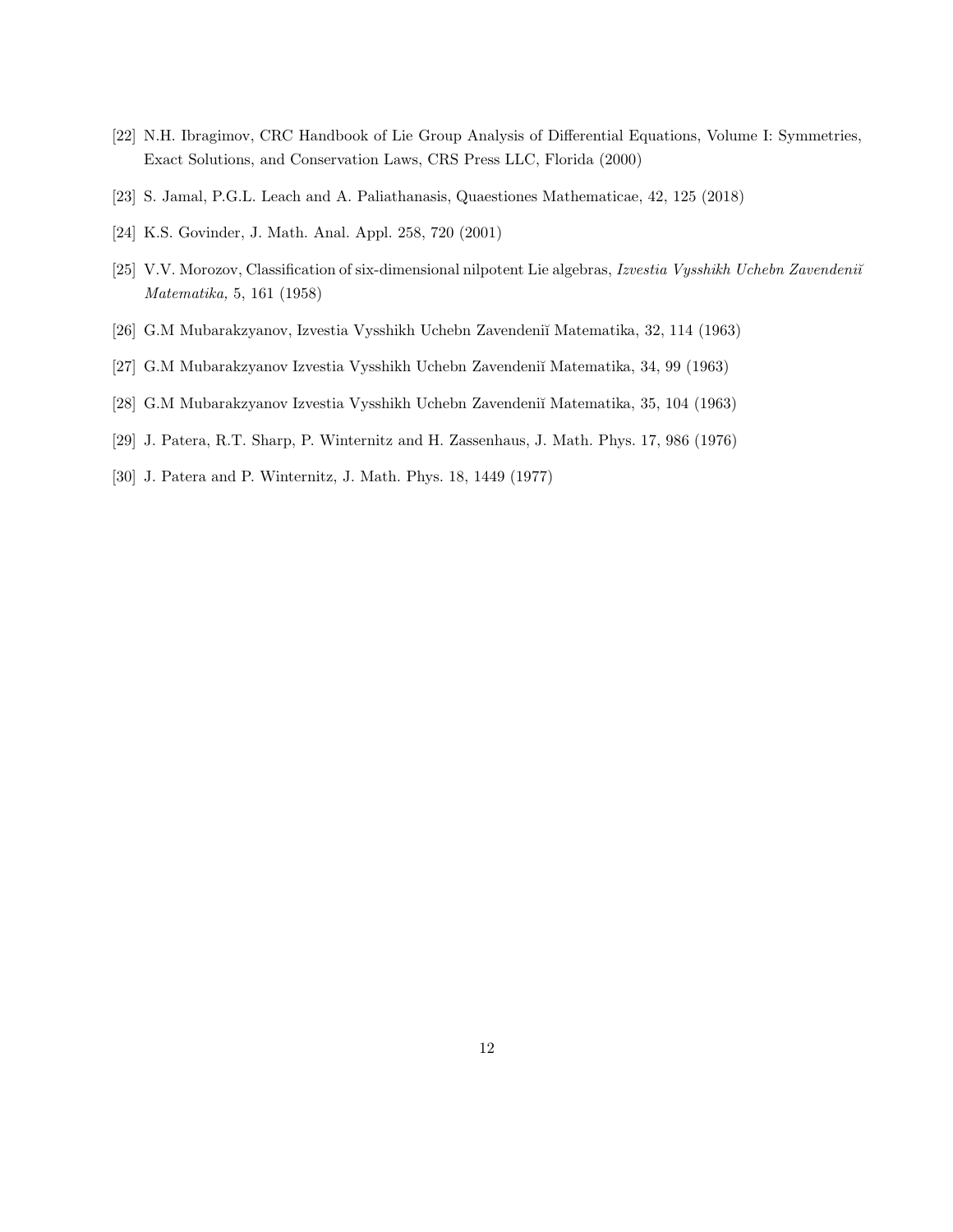[22] N.H. Ibragimov, CRC Handbook of Lie Group Analysis of Differential Equations, Volume I: Symmetries, Exact Solutions, and Conservation Laws, CRS Press LLC, Florida (2000)

[23] S. Jamal, P.G.L. Leach and A. Paliathanasis, Quaestiones Mathematicae, 42, 125 (2018)

[24] K.S. Govinder, J. Math. Anal. Appl. 258, 720 (2001)

[25] V.V. Morozov, Classification of six-dimensional nilpotent Lie algebras, *Izvestia Vysshikh Uchebn Zavendeniĭ Matematika,* 5, 161 (1958)

[26] G.M Mubarakzyanov, Izvestia Vysshikh Uchebn Zavendeniĭ Matematika, 32, 114 (1963)

[27] G.M Mubarakzyanov Izvestia Vysshikh Uchebn Zavendeniĭ Matematika, 34, 99 (1963)

[28] G.M Mubarakzyanov Izvestia Vysshikh Uchebn Zavendeniĭ Matematika, 35, 104 (1963)

[29] J. Patera, R.T. Sharp, P. Winternitz and H. Zassenhaus, J. Math. Phys. 17, 986 (1976)

[30] J. Patera and P. Winternitz, J. Math. Phys. 18, 1449 (1977)